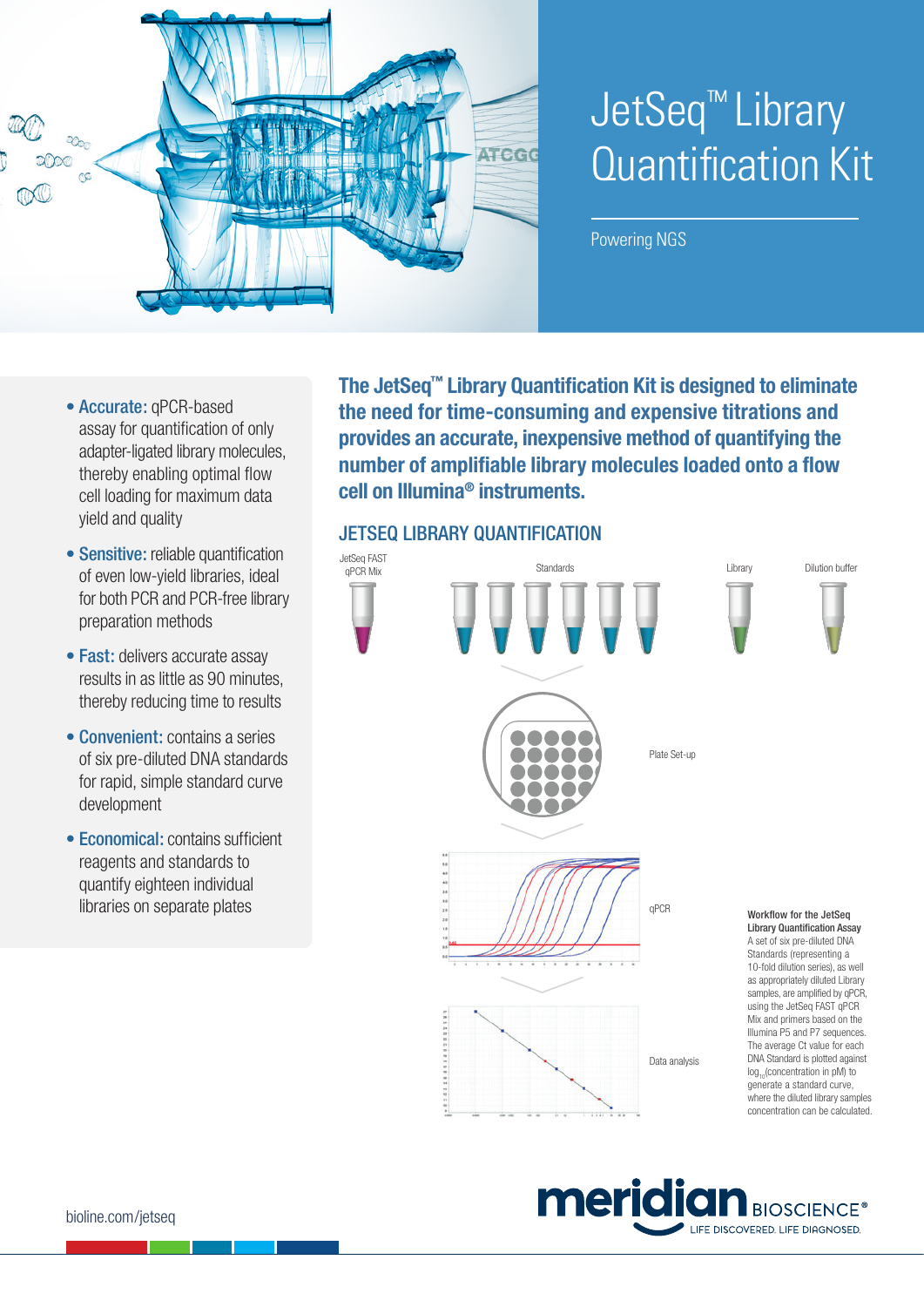# JetSeq™ Library Quantification Kit

Powering NGS

- **Accurate:** qPCR-based assay for quantification of only adapter-ligated library molecules, thereby enabling optimal flow cell loading for maximum data yield and quality
- **Sensitive:** reliable quantification of even low-yield libraries, ideal for both PCR and PCR-free library preparation methods
- **Fast:** delivers accurate assay results in as little as 90 minutes, thereby reducing time to results
- **Convenient:** contains a series of six pre-diluted DNA standards for rapid, simple standard curve development
- **Economical:** contains sufficient reagents and standards to quantify eighteen individual libraries on separate plates

**The JetSeq™ Library Quantification Kit is designed to eliminate the need for time-consuming and expensive titrations and provides an accurate, inexpensive method of quantifying the number of amplifiable library molecules loaded onto a flow cell on Illumina® instruments.**

## JETSEQ LIBRARY QUANTIFICATION

JetSeq FAST qPCR Mix

Standards

Library

Dilution buffer

Plate Set-up

qPCR

Data analysis

**Workflow for the JetSeq Library Quantification Assay**
A set of six pre-diluted DNA Standards (representing a 10-fold dilution series), as well as appropriately diluted Library samples, are amplified by qPCR, using the JetSeq FAST qPCR Mix and primers based on the Illumina P5 and P7 sequences. The average Ct value for each DNA Standard is plotted against $\log_{10}$(concentration in pM) to generate a standard curve, where the diluted library samples concentration can be calculated.

bioline.com/jetseq

meridian BIOSCIENCE® LIFE DISCOVERED. LIFE DIAGNOSED.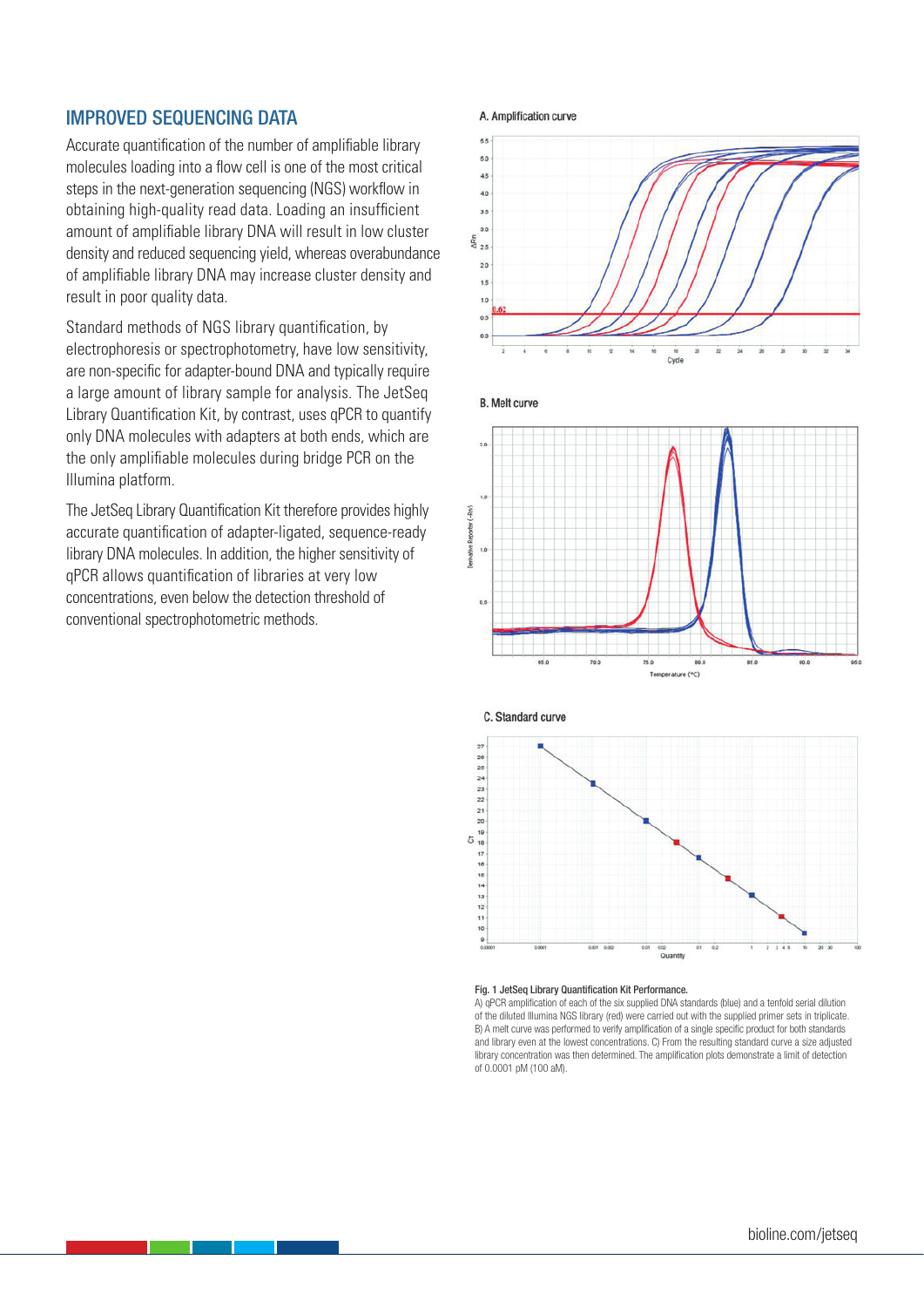## IMPROVED SEQUENCING DATA

Accurate quantification of the number of amplifiable library molecules loading into a flow cell is one of the most critical steps in the next-generation sequencing (NGS) workflow in obtaining high-quality read data. Loading an insufficient amount of amplifiable library DNA will result in low cluster density and reduced sequencing yield, whereas overabundance of amplifiable library DNA may increase cluster density and result in poor quality data.

Standard methods of NGS library quantification, by electrophoresis or spectrophotometry, have low sensitivity, are non-specific for adapter-bound DNA and typically require a large amount of library sample for analysis. The JetSeq Library Quantification Kit, by contrast, uses qPCR to quantify only DNA molecules with adapters at both ends, which are the only amplifiable molecules during bridge PCR on the Illumina platform.

The JetSeq Library Quantification Kit therefore provides highly accurate quantification of adapter-ligated, sequence-ready library DNA molecules. In addition, the higher sensitivity of qPCR allows quantification of libraries at very low concentrations, even below the detection threshold of conventional spectrophotometric methods.

A. Amplification curve

B. Melt curve

C. Standard curve

**Fig. 1 JetSeq Library Quantification Kit Performance.**
A) qPCR amplification of each of the six supplied DNA standards (blue) and a tenfold serial dilution of the diluted Illumina NGS library (red) were carried out with the supplied primer sets in triplicate. B) A melt curve was performed to verify amplification of a single specific product for both standards and library even at the lowest concentrations. C) From the resulting standard curve a size adjusted library concentration was then determined. The amplification plots demonstrate a limit of detection of 0.0001 pM (100 aM).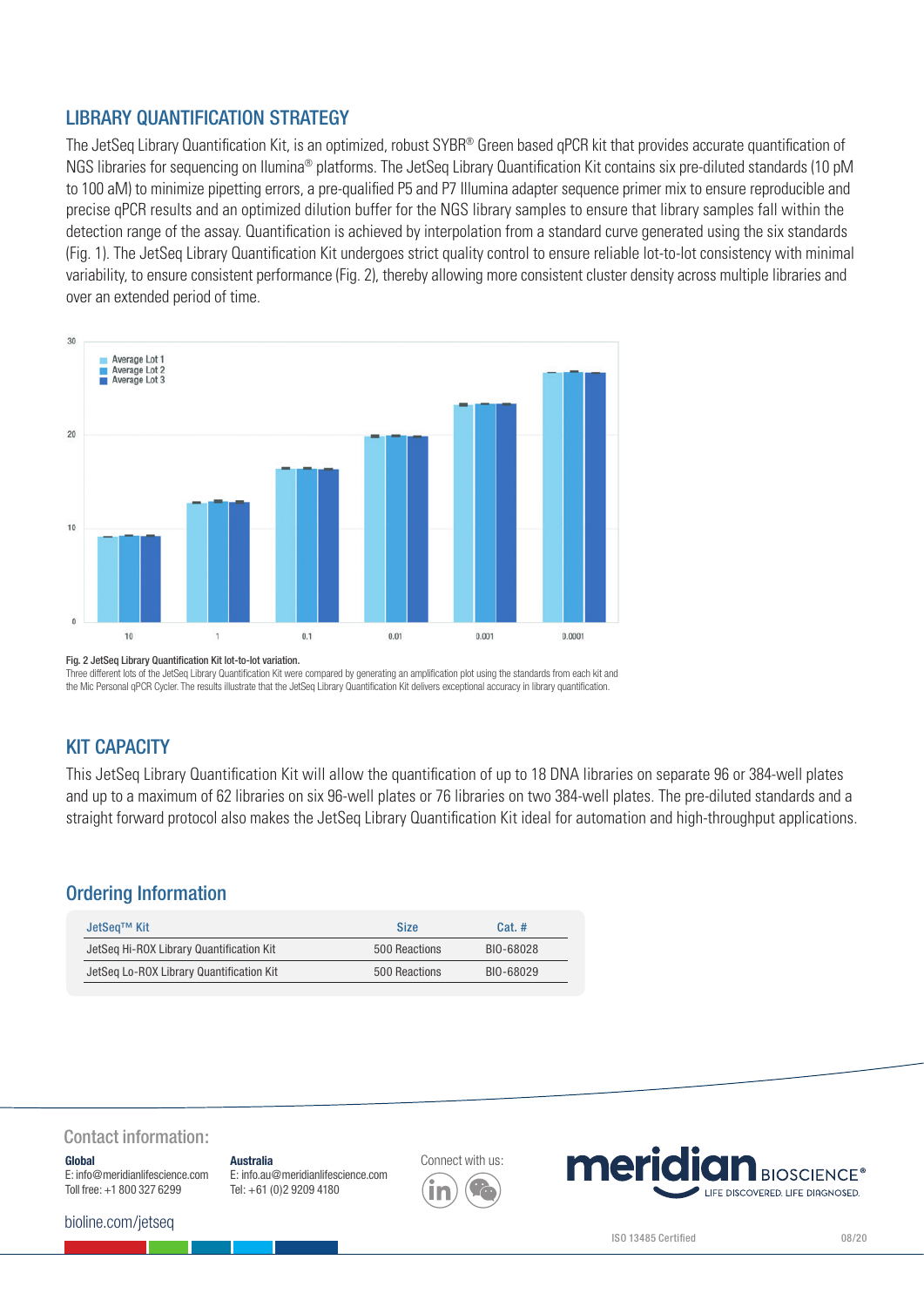## LIBRARY QUANTIFICATION STRATEGY

The JetSeq Library Quantification Kit, is an optimized, robust SYBR® Green based qPCR kit that provides accurate quantification of NGS libraries for sequencing on Ilumina® platforms. The JetSeq Library Quantification Kit contains six pre-diluted standards (10 pM to 100 aM) to minimize pipetting errors, a pre-qualified P5 and P7 Illumina adapter sequence primer mix to ensure reproducible and precise qPCR results and an optimized dilution buffer for the NGS library samples to ensure that library samples fall within the detection range of the assay. Quantification is achieved by interpolation from a standard curve generated using the six standards (Fig. 1). The JetSeq Library Quantification Kit undergoes strict quality control to ensure reliable lot-to-lot consistency with minimal variability, to ensure consistent performance (Fig. 2), thereby allowing more consistent cluster density across multiple libraries and over an extended period of time.

30
20
10
0

Average Lot 1
Average Lot 2
Average Lot 3

10
1
0.1
0.01
0.001
0.0001

**Fig. 2 JetSeq Library Quantification Kit lot-to-lot variation.**
Three different lots of the JetSeq Library Quantification Kit were compared by generating an amplification plot using the standards from each kit and the Mic Personal qPCR Cycler. The results illustrate that the JetSeq Library Quantification Kit delivers exceptional accuracy in library quantification.

## KIT CAPACITY

This JetSeq Library Quantification Kit will allow the quantification of up to 18 DNA libraries on separate 96 or 384-well plates and up to a maximum of 62 libraries on six 96-well plates or 76 libraries on two 384-well plates. The pre-diluted standards and a straight forward protocol also makes the JetSeq Library Quantification Kit ideal for automation and high-throughput applications.

## Ordering Information

| JetSeq™ Kit | Size | Cat. # |
|---|---|---|
| JetSeq Hi-ROX Library Quantification Kit | 500 Reactions | BIO-68028 |
| JetSeq Lo-ROX Library Quantification Kit | 500 Reactions | BIO-68029 |

### Contact information:

**Global**
E: info@meridianlifescience.com
Toll free: +1 800 327 6299

**Australia**
E: info.au@meridianlifescience.com
Tel: +61 (0)2 9209 4180

Connect with us:

bioline.com/jetseq

meridian BIOSCIENCE®
LIFE DISCOVERED. LIFE DIAGNOSED.

ISO 13485 Certified

08/20